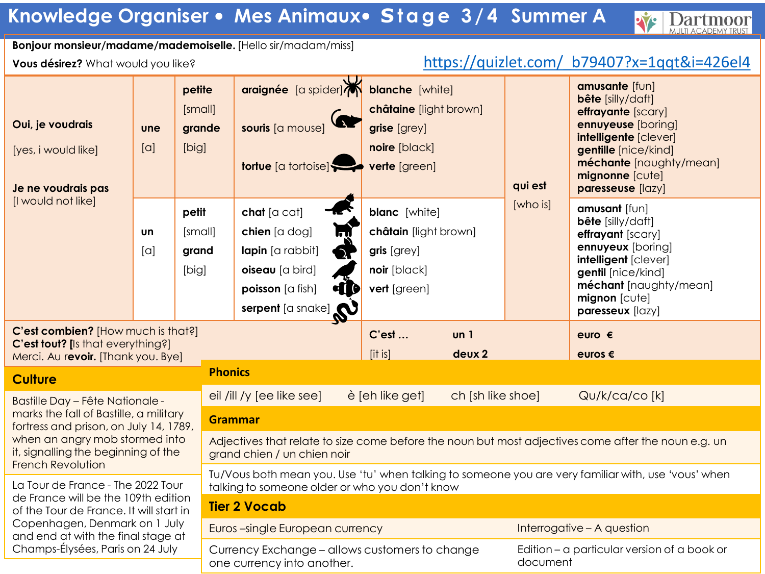# Knowledge Organiser • Mes Animaux• Stage 3/4 Summer A

**Bonjour monsieur/madame/mademoiselle.** [Hello sir/madam/miss]

**Vous désirez?** What would you like?

https://quizlet.com/_b79407?x=1qqt&i=426el4

| | | | | | | |
|---|---|---|---|---|---|---|
| **Oui, je voudrais** [yes, i would like] **Je ne voudrais pas** [I would not like] | **une** [a] | **petite** [small] **grande** [big] | **araignée** [a spider] **souris** [a mouse] **tortue** [a tortoise] | **blanche** [white] **châtaine** [light brown] **grise** [grey] **noire** [black] **verte** [green] | **qui est** [who is] | **amusante** [fun] **bête** [silly/daft] **effrayante** [scary] **ennuyeuse** [boring] **intelligente** [clever] **gentille** [nice/kind] **méchante** [naughty/mean] **mignonne** [cute] **paresseuse** [lazy] |
| | **un** [a] | **petit** [small] **grand** [big] | **chat** [a cat] **chien** [a dog] **lapin** [a rabbit] **oiseau** [a bird] **poisson** [a fish] **serpent** [a snake] | **blanc** [white] **châtain** [light brown] **gris** [grey] **noir** [black] **vert** [green] | | **amusant** [fun] **bête** [silly/daft] **effrayant** [scary] **ennuyeux** [boring] **intelligent** [clever] **gentil** [nice/kind] **méchant** [naughty/mean] **mignon** [cute] **paresseux** [lazy] |

**C'est combien?** [How much is that?]
**C'est tout?** [Is that everything?]
Merci. Au **revoir.** [Thank you. Bye]

| | | |
|---|---|---|
| **C'est …** [it is] | **un 1** **deux 2** | **euro €** **euros €** |

## Culture

Bastille Day – Fête Nationale - marks the fall of Bastille, a military fortress and prison, on July 14, 1789, when an angry mob stormed into it, signalling the beginning of the French Revolution

La Tour de France - The 2022 Tour de France will be the 109th edition of the Tour de France. It will start in Copenhagen, Denmark on 1 July and end at with the final stage at Champs-Élysées, Paris on 24 July

## Phonics

eil /ill /y [ee like see] è [eh like get] ch [sh like shoe] Qu/k/ca/co [k]

## Grammar

Adjectives that relate to size come before the noun but most adjectives come after the noun e.g. un grand chien / un chien noir

Tu/Vous both mean you. Use 'tu' when talking to someone you are very familiar with, use 'vous' when talking to someone older or who you don't know

## Tier 2 Vocab

| | |
|---|---|
| Euros –single European currency | Interrogative – A question |
| Currency Exchange – allows customers to change one currency into another. | Edition – a particular version of a book or document |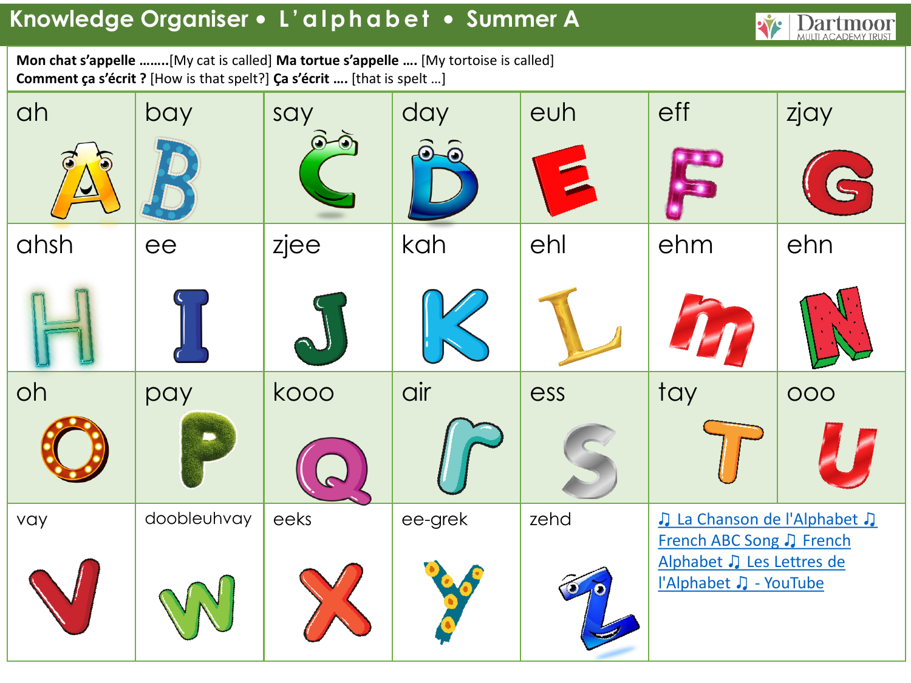# Knowledge Organiser • L'alphabet • Summer A

Dartmoor MULTI ACADEMY TRUST

**Mon chat s'appelle ……..**[My cat is called] **Ma tortue s'appelle ….** [My tortoise is called]
**Comment ça s'écrit ?** [How is that spelt?] **Ça s'écrit ….** [that is spelt …]

| | | | | | | |
|---|---|---|---|---|---|---|
| ah A | bay B | say C | day D | euh E | eff F | zjay G |
| ahsh H | ee I | zjee J | kah K | ehl L | ehm M | ehn N |
| oh O | pay P | kooo Q | air R | ess S | tay T | ooo U |
| vay V | doobleuhvay W | eeks X | ee-grek Y | zehd Z | ♫ La Chanson de l'Alphabet ♫ French ABC Song ♫ French Alphabet ♫ Les Lettres de l'Alphabet ♫ - YouTube | |